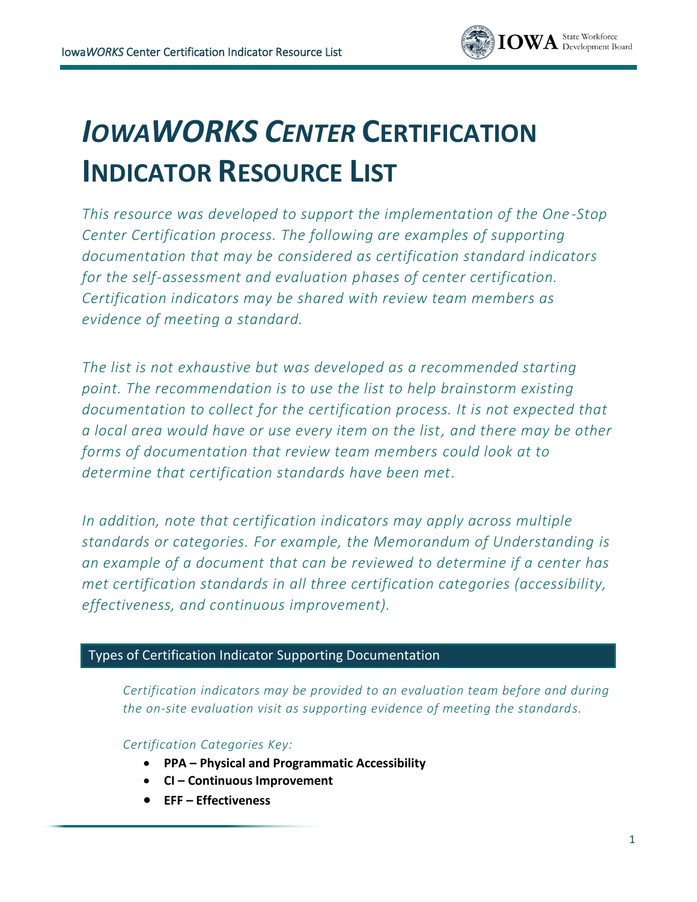# *IowaWORKS Center* Certification Indicator Resource List

*This resource was developed to support the implementation of the One-Stop Center Certification process. The following are examples of supporting documentation that may be considered as certification standard indicators for the self-assessment and evaluation phases of center certification. Certification indicators may be shared with review team members as evidence of meeting a standard.*

*The list is not exhaustive but was developed as a recommended starting point. The recommendation is to use the list to help brainstorm existing documentation to collect for the certification process. It is not expected that a local area would have or use every item on the list, and there may be other forms of documentation that review team members could look at to determine that certification standards have been met.*

*In addition, note that certification indicators may apply across multiple standards or categories. For example, the Memorandum of Understanding is an example of a document that can be reviewed to determine if a center has met certification standards in all three certification categories (accessibility, effectiveness, and continuous improvement).*

## Types of Certification Indicator Supporting Documentation

*Certification indicators may be provided to an evaluation team before and during the on-site evaluation visit as supporting evidence of meeting the standards.*

*Certification Categories Key:*

- **PPA – Physical and Programmatic Accessibility**
- **CI – Continuous Improvement**
- **EFF – Effectiveness**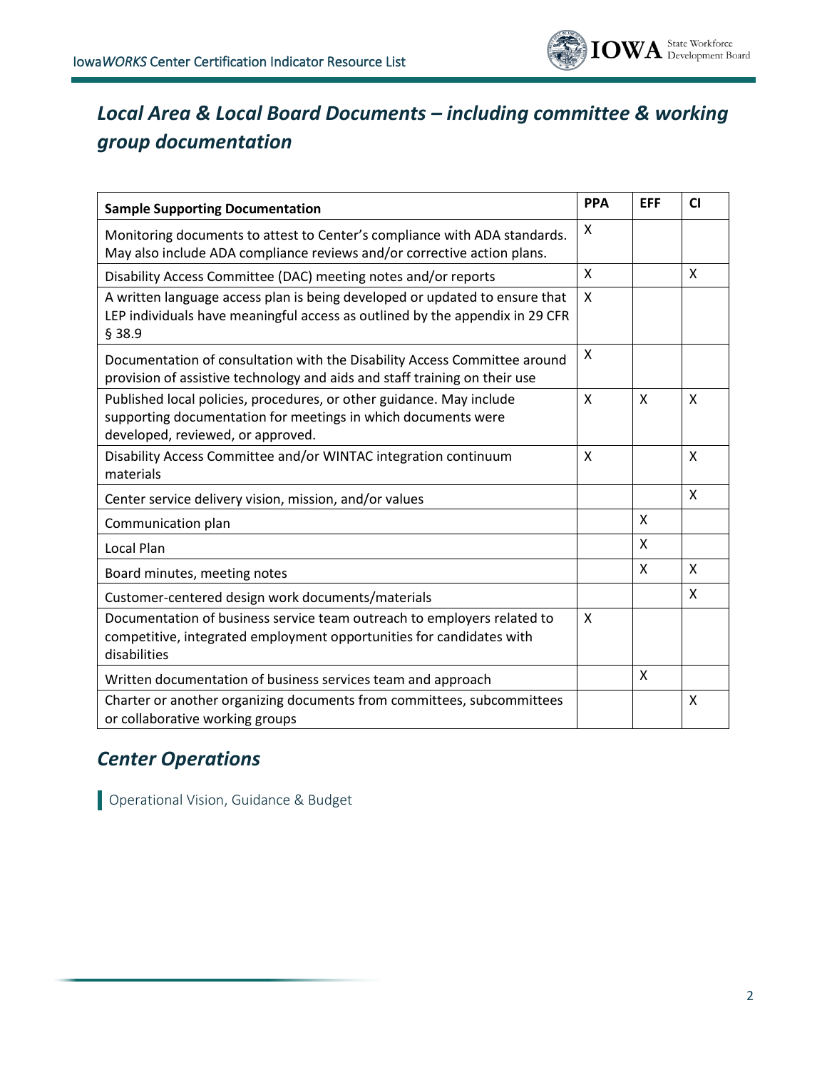## *Local Area & Local Board Documents – including committee & working group documentation*

| Sample Supporting Documentation | PPA | EFF | CI |
|---|---|---|---|
| Monitoring documents to attest to Center's compliance with ADA standards. May also include ADA compliance reviews and/or corrective action plans. | X | | |
| Disability Access Committee (DAC) meeting notes and/or reports | X | | X |
| A written language access plan is being developed or updated to ensure that LEP individuals have meaningful access as outlined by the appendix in 29 CFR § 38.9 | X | | |
| Documentation of consultation with the Disability Access Committee around provision of assistive technology and aids and staff training on their use | X | | |
| Published local policies, procedures, or other guidance. May include supporting documentation for meetings in which documents were developed, reviewed, or approved. | X | X | X |
| Disability Access Committee and/or WINTAC integration continuum materials | X | | X |
| Center service delivery vision, mission, and/or values | | | X |
| Communication plan | | X | |
| Local Plan | | X | |
| Board minutes, meeting notes | | X | X |
| Customer-centered design work documents/materials | | | X |
| Documentation of business service team outreach to employers related to competitive, integrated employment opportunities for candidates with disabilities | X | | |
| Written documentation of business services team and approach | | X | |
| Charter or another organizing documents from committees, subcommittees or collaborative working groups | | | X |

## *Center Operations*

### Operational Vision, Guidance & Budget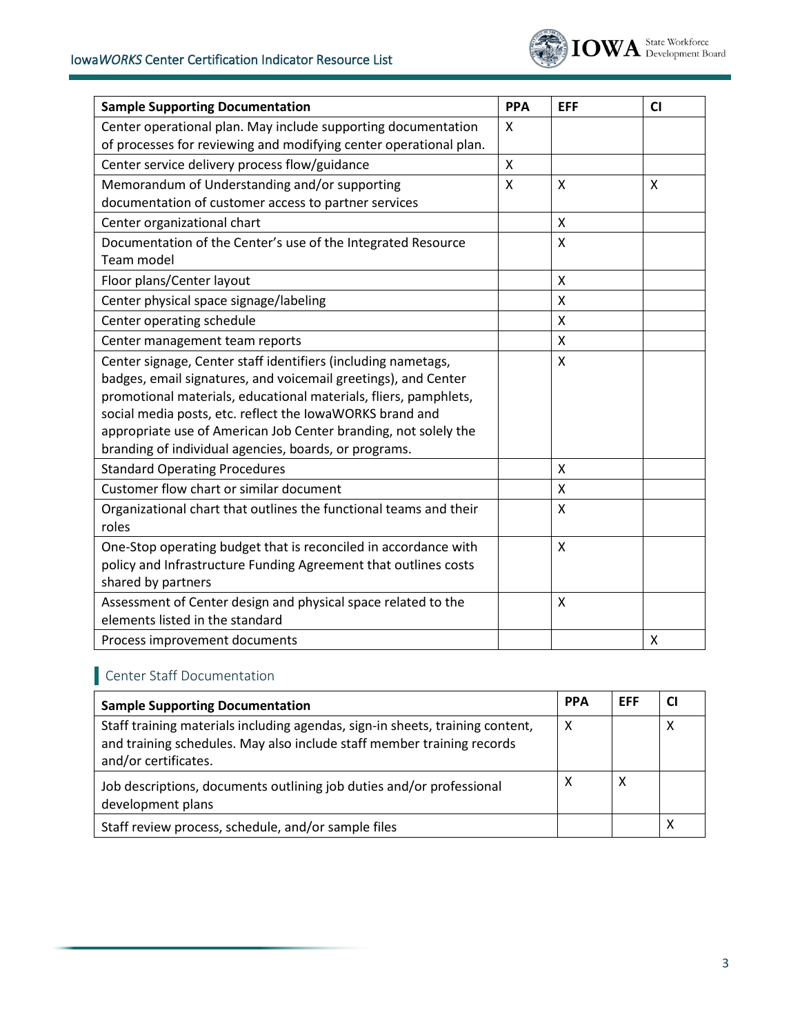| Sample Supporting Documentation | PPA | EFF | CI |
|---|---|---|---|
| Center operational plan. May include supporting documentation of processes for reviewing and modifying center operational plan. | X | | |
| Center service delivery process flow/guidance | X | | |
| Memorandum of Understanding and/or supporting documentation of customer access to partner services | X | X | X |
| Center organizational chart | | X | |
| Documentation of the Center's use of the Integrated Resource Team model | | X | |
| Floor plans/Center layout | | X | |
| Center physical space signage/labeling | | X | |
| Center operating schedule | | X | |
| Center management team reports | | X | |
| Center signage, Center staff identifiers (including nametags, badges, email signatures, and voicemail greetings), and Center promotional materials, educational materials, fliers, pamphlets, social media posts, etc. reflect the IowaWORKS brand and appropriate use of American Job Center branding, not solely the branding of individual agencies, boards, or programs. | | X | |
| Standard Operating Procedures | | X | |
| Customer flow chart or similar document | | X | |
| Organizational chart that outlines the functional teams and their roles | | X | |
| One-Stop operating budget that is reconciled in accordance with policy and Infrastructure Funding Agreement that outlines costs shared by partners | | X | |
| Assessment of Center design and physical space related to the elements listed in the standard | | X | |
| Process improvement documents | | | X |

## Center Staff Documentation

| Sample Supporting Documentation | PPA | EFF | CI |
|---|---|---|---|
| Staff training materials including agendas, sign-in sheets, training content, and training schedules. May also include staff member training records and/or certificates. | X | | X |
| Job descriptions, documents outlining job duties and/or professional development plans | X | X | |
| Staff review process, schedule, and/or sample files | | | X |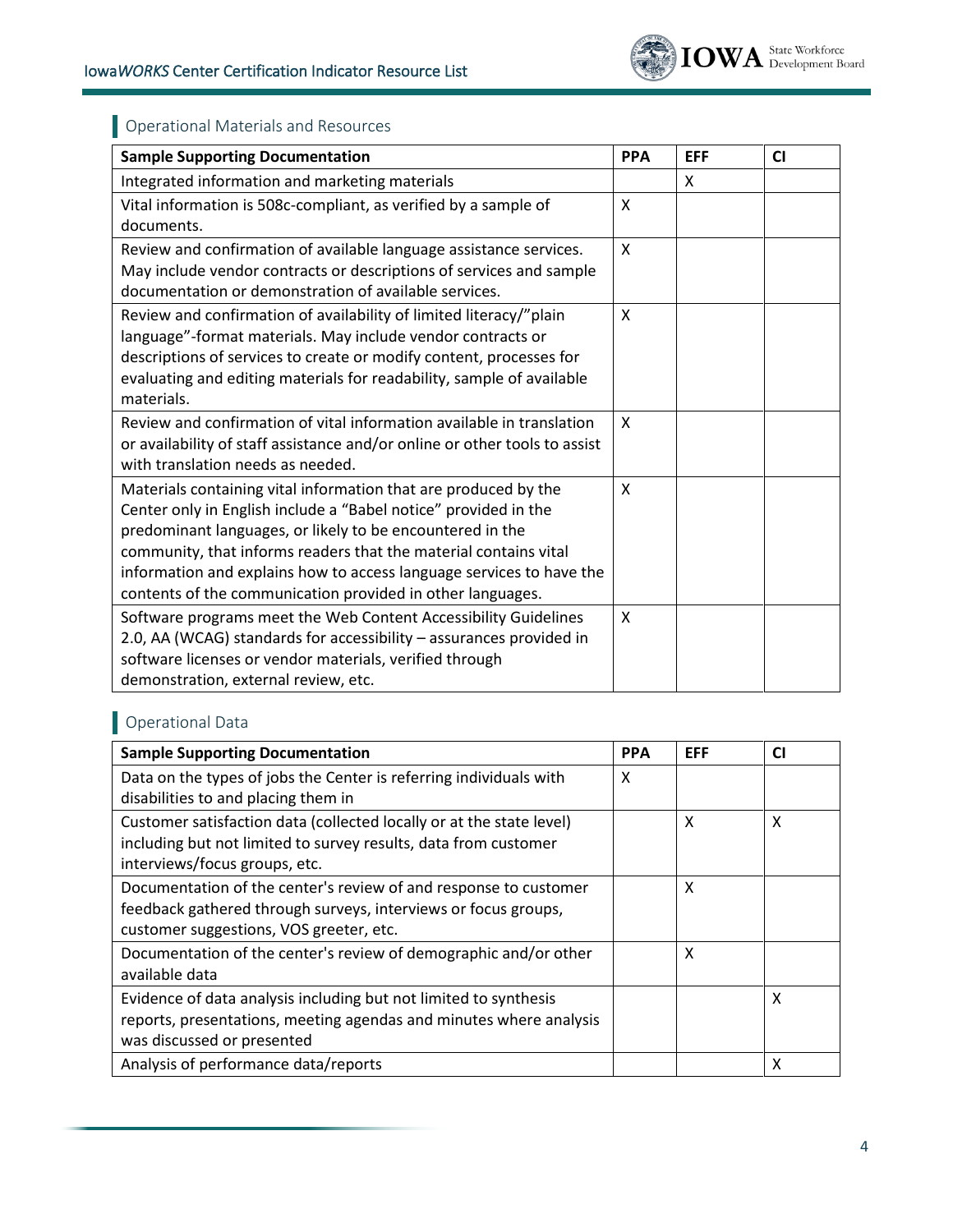## Operational Materials and Resources

| Sample Supporting Documentation | PPA | EFF | CI |
|---|---|---|---|
| Integrated information and marketing materials | | X | |
| Vital information is 508c-compliant, as verified by a sample of documents. | X | | |
| Review and confirmation of available language assistance services. May include vendor contracts or descriptions of services and sample documentation or demonstration of available services. | X | | |
| Review and confirmation of availability of limited literacy/"plain language"-format materials. May include vendor contracts or descriptions of services to create or modify content, processes for evaluating and editing materials for readability, sample of available materials. | X | | |
| Review and confirmation of vital information available in translation or availability of staff assistance and/or online or other tools to assist with translation needs as needed. | X | | |
| Materials containing vital information that are produced by the Center only in English include a "Babel notice" provided in the predominant languages, or likely to be encountered in the community, that informs readers that the material contains vital information and explains how to access language services to have the contents of the communication provided in other languages. | X | | |
| Software programs meet the Web Content Accessibility Guidelines 2.0, AA (WCAG) standards for accessibility – assurances provided in software licenses or vendor materials, verified through demonstration, external review, etc. | X | | |

## Operational Data

| Sample Supporting Documentation | PPA | EFF | CI |
|---|---|---|---|
| Data on the types of jobs the Center is referring individuals with disabilities to and placing them in | X | | |
| Customer satisfaction data (collected locally or at the state level) including but not limited to survey results, data from customer interviews/focus groups, etc. | | X | X |
| Documentation of the center's review of and response to customer feedback gathered through surveys, interviews or focus groups, customer suggestions, VOS greeter, etc. | | X | |
| Documentation of the center's review of demographic and/or other available data | | X | |
| Evidence of data analysis including but not limited to synthesis reports, presentations, meeting agendas and minutes where analysis was discussed or presented | | | X |
| Analysis of performance data/reports | | | X |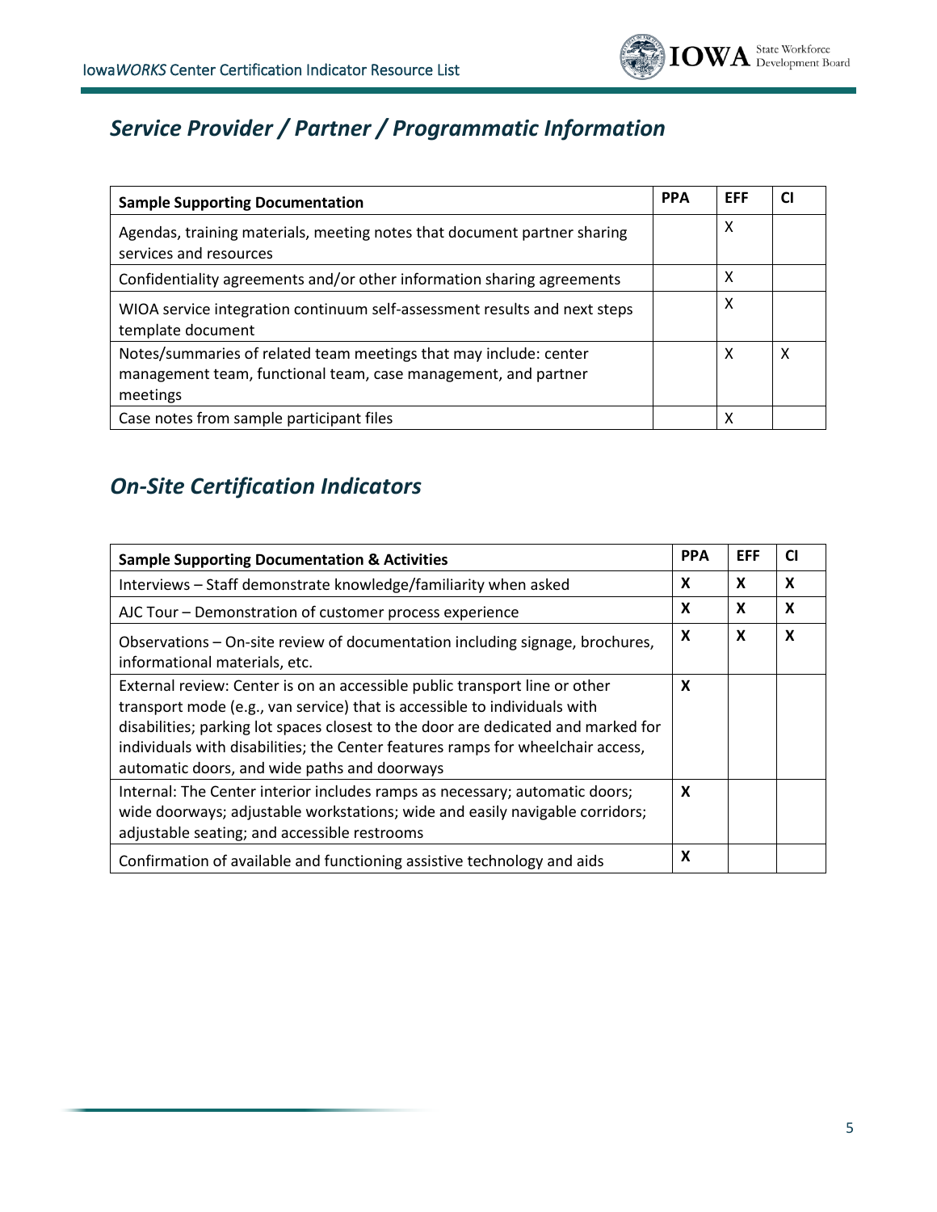## *Service Provider / Partner / Programmatic Information*

| Sample Supporting Documentation | PPA | EFF | CI |
|---|---|---|---|
| Agendas, training materials, meeting notes that document partner sharing services and resources | | X | |
| Confidentiality agreements and/or other information sharing agreements | | X | |
| WIOA service integration continuum self-assessment results and next steps template document | | X | |
| Notes/summaries of related team meetings that may include: center management team, functional team, case management, and partner meetings | | X | X |
| Case notes from sample participant files | | X | |

## *On-Site Certification Indicators*

| Sample Supporting Documentation & Activities | PPA | EFF | CI |
|---|---|---|---|
| Interviews – Staff demonstrate knowledge/familiarity when asked | **X** | **X** | **X** |
| AJC Tour – Demonstration of customer process experience | **X** | **X** | **X** |
| Observations – On-site review of documentation including signage, brochures, informational materials, etc. | **X** | **X** | **X** |
| External review: Center is on an accessible public transport line or other transport mode (e.g., van service) that is accessible to individuals with disabilities; parking lot spaces closest to the door are dedicated and marked for individuals with disabilities; the Center features ramps for wheelchair access, automatic doors, and wide paths and doorways | **X** | | |
| Internal: The Center interior includes ramps as necessary; automatic doors; wide doorways; adjustable workstations; wide and easily navigable corridors; adjustable seating; and accessible restrooms | **X** | | |
| Confirmation of available and functioning assistive technology and aids | **X** | | |